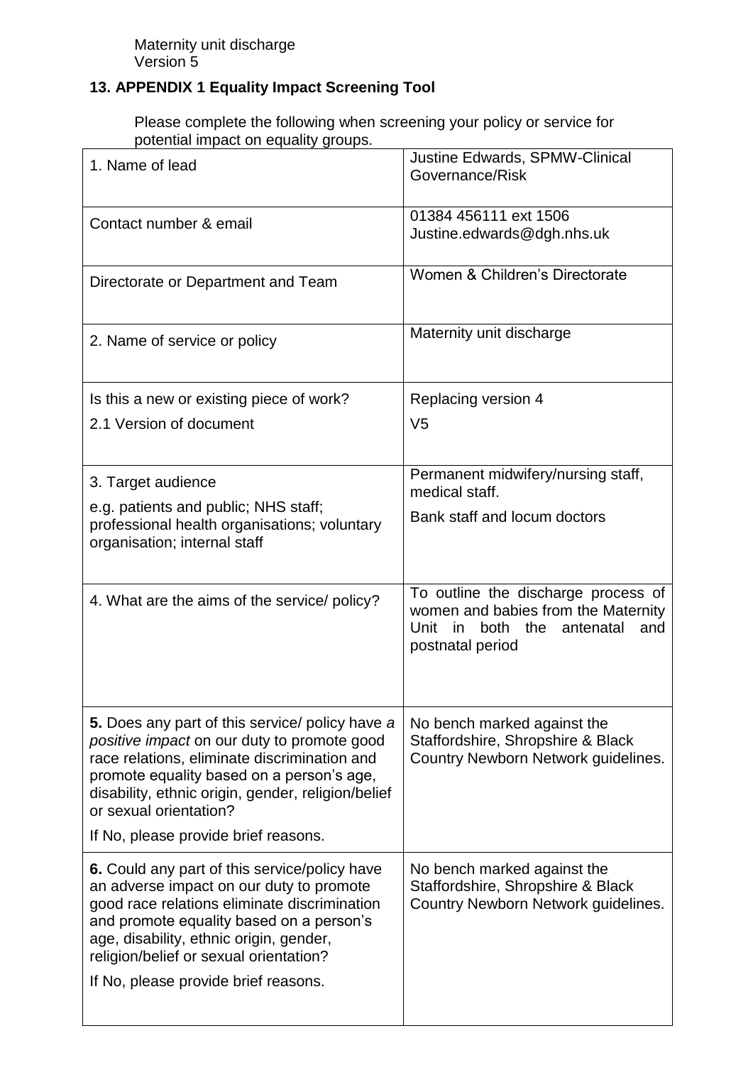Maternity unit discharge
Version 5

## 13. APPENDIX 1 Equality Impact Screening Tool

Please complete the following when screening your policy or service for potential impact on equality groups.

| | |
|---|---|
| 1. Name of lead | Justine Edwards, SPMW-Clinical Governance/Risk |
| Contact number & email | 01384 456111 ext 1506<br>Justine.edwards@dgh.nhs.uk |
| Directorate or Department and Team | Women & Children's Directorate |
| 2. Name of service or policy | Maternity unit discharge |
| Is this a new or existing piece of work?<br>2.1 Version of document | Replacing version 4<br>V5 |
| 3. Target audience<br>e.g. patients and public; NHS staff; professional health organisations; voluntary organisation; internal staff | Permanent midwifery/nursing staff, medical staff.<br>Bank staff and locum doctors |
| 4. What are the aims of the service/ policy? | To outline the discharge process of women and babies from the Maternity Unit in both the antenatal and postnatal period |
| **5.** Does any part of this service/ policy have *a positive impact* on our duty to promote good race relations, eliminate discrimination and promote equality based on a person's age, disability, ethnic origin, gender, religion/belief or sexual orientation?<br>If No, please provide brief reasons. | No bench marked against the Staffordshire, Shropshire & Black Country Newborn Network guidelines. |
| **6.** Could any part of this service/policy have an adverse impact on our duty to promote good race relations eliminate discrimination and promote equality based on a person's age, disability, ethnic origin, gender, religion/belief or sexual orientation?<br>If No, please provide brief reasons. | No bench marked against the Staffordshire, Shropshire & Black Country Newborn Network guidelines. |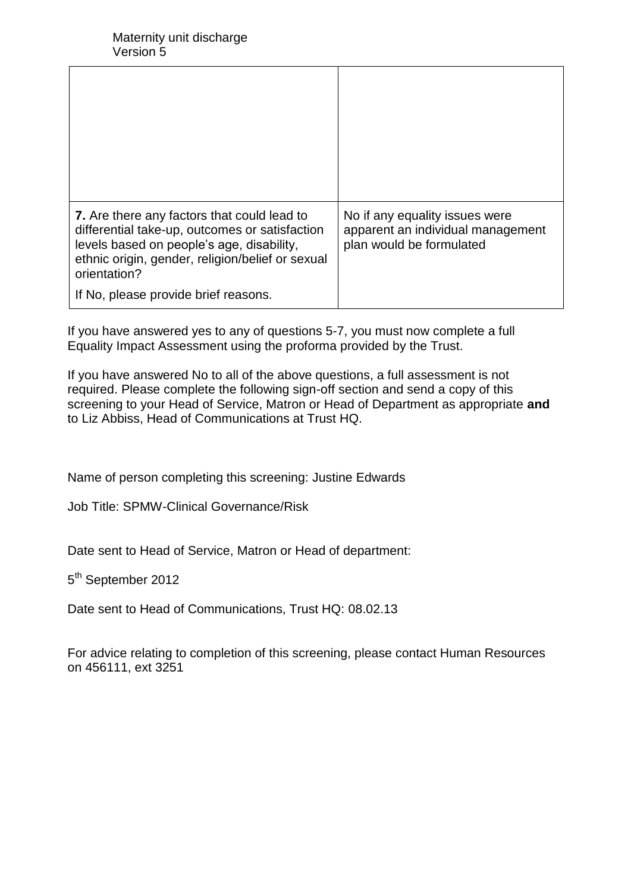| | |
|---|---|
| | |
| **7.** Are there any factors that could lead to differential take-up, outcomes or satisfaction levels based on people's age, disability, ethnic origin, gender, religion/belief or sexual orientation?<br><br>If No, please provide brief reasons. | No if any equality issues were apparent an individual management plan would be formulated |

If you have answered yes to any of questions 5-7, you must now complete a full Equality Impact Assessment using the proforma provided by the Trust.

If you have answered No to all of the above questions, a full assessment is not required. Please complete the following sign-off section and send a copy of this screening to your Head of Service, Matron or Head of Department as appropriate **and** to Liz Abbiss, Head of Communications at Trust HQ.

Name of person completing this screening: Justine Edwards

Job Title: SPMW-Clinical Governance/Risk

Date sent to Head of Service, Matron or Head of department:

5th September 2012

Date sent to Head of Communications, Trust HQ: 08.02.13

For advice relating to completion of this screening, please contact Human Resources on 456111, ext 3251